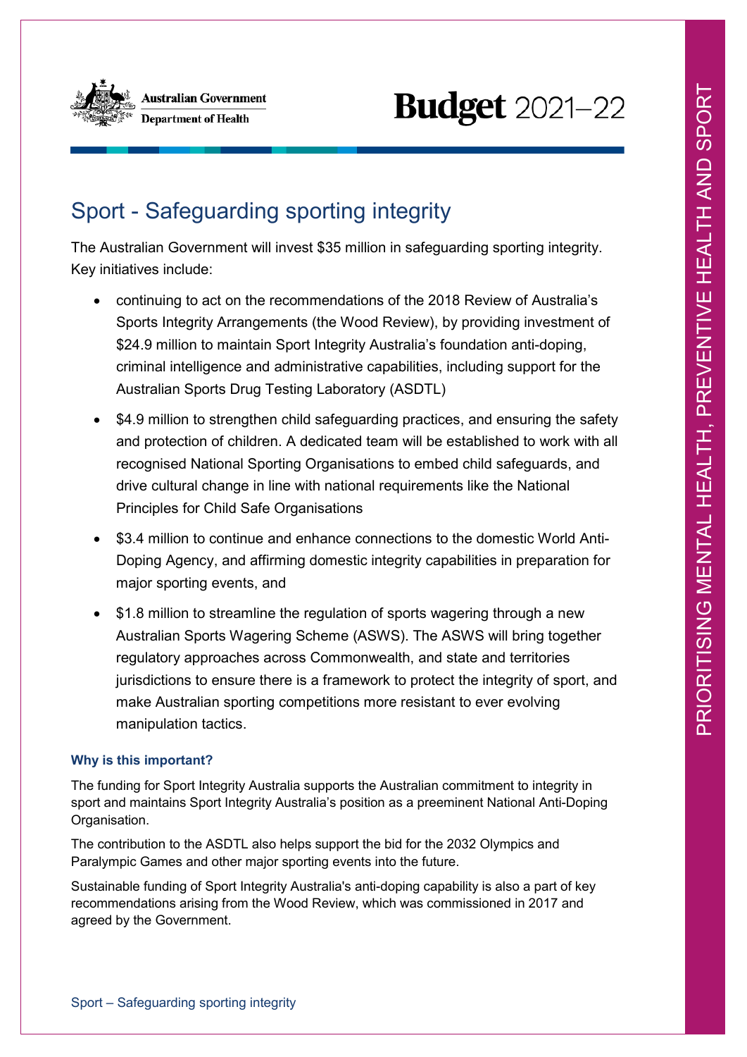Australian Government
Department of Health

# Budget 2021–22

## Sport - Safeguarding sporting integrity

The Australian Government will invest $35 million in safeguarding sporting integrity. Key initiatives include:

- continuing to act on the recommendations of the 2018 Review of Australia's Sports Integrity Arrangements (the Wood Review), by providing investment of $24.9 million to maintain Sport Integrity Australia's foundation anti-doping, criminal intelligence and administrative capabilities, including support for the Australian Sports Drug Testing Laboratory (ASDTL)
- $4.9 million to strengthen child safeguarding practices, and ensuring the safety and protection of children. A dedicated team will be established to work with all recognised National Sporting Organisations to embed child safeguards, and drive cultural change in line with national requirements like the National Principles for Child Safe Organisations
- $3.4 million to continue and enhance connections to the domestic World Anti-Doping Agency, and affirming domestic integrity capabilities in preparation for major sporting events, and
- $1.8 million to streamline the regulation of sports wagering through a new Australian Sports Wagering Scheme (ASWS). The ASWS will bring together regulatory approaches across Commonwealth, and state and territories jurisdictions to ensure there is a framework to protect the integrity of sport, and make Australian sporting competitions more resistant to ever evolving manipulation tactics.

### Why is this important?

The funding for Sport Integrity Australia supports the Australian commitment to integrity in sport and maintains Sport Integrity Australia's position as a preeminent National Anti-Doping Organisation.

The contribution to the ASDTL also helps support the bid for the 2032 Olympics and Paralympic Games and other major sporting events into the future.

Sustainable funding of Sport Integrity Australia's anti-doping capability is also a part of key recommendations arising from the Wood Review, which was commissioned in 2017 and agreed by the Government.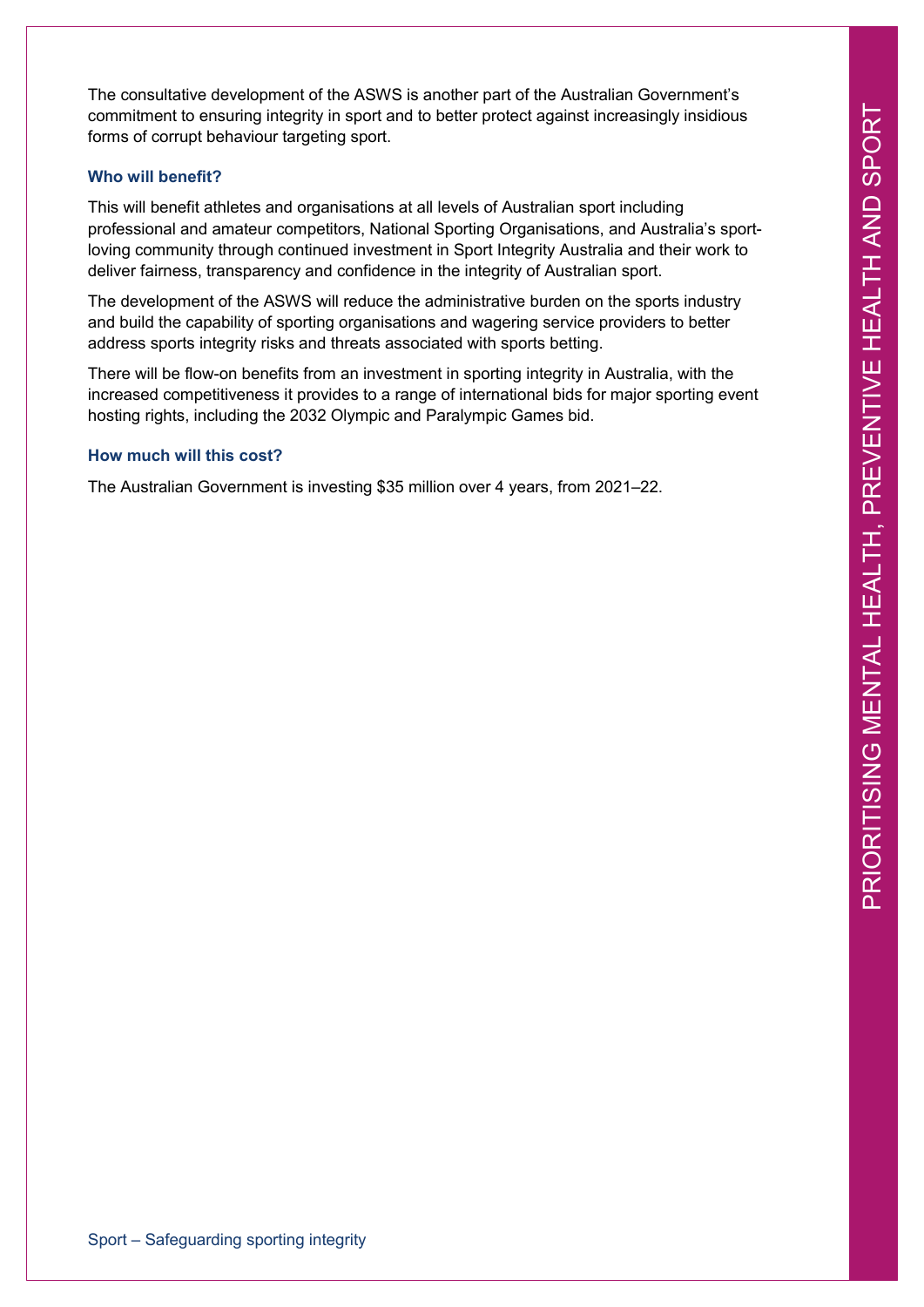The consultative development of the ASWS is another part of the Australian Government's commitment to ensuring integrity in sport and to better protect against increasingly insidious forms of corrupt behaviour targeting sport.

### Who will benefit?

This will benefit athletes and organisations at all levels of Australian sport including professional and amateur competitors, National Sporting Organisations, and Australia's sport-loving community through continued investment in Sport Integrity Australia and their work to deliver fairness, transparency and confidence in the integrity of Australian sport.

The development of the ASWS will reduce the administrative burden on the sports industry and build the capability of sporting organisations and wagering service providers to better address sports integrity risks and threats associated with sports betting.

There will be flow-on benefits from an investment in sporting integrity in Australia, with the increased competitiveness it provides to a range of international bids for major sporting event hosting rights, including the 2032 Olympic and Paralympic Games bid.

### How much will this cost?

The Australian Government is investing $35 million over 4 years, from 2021–22.